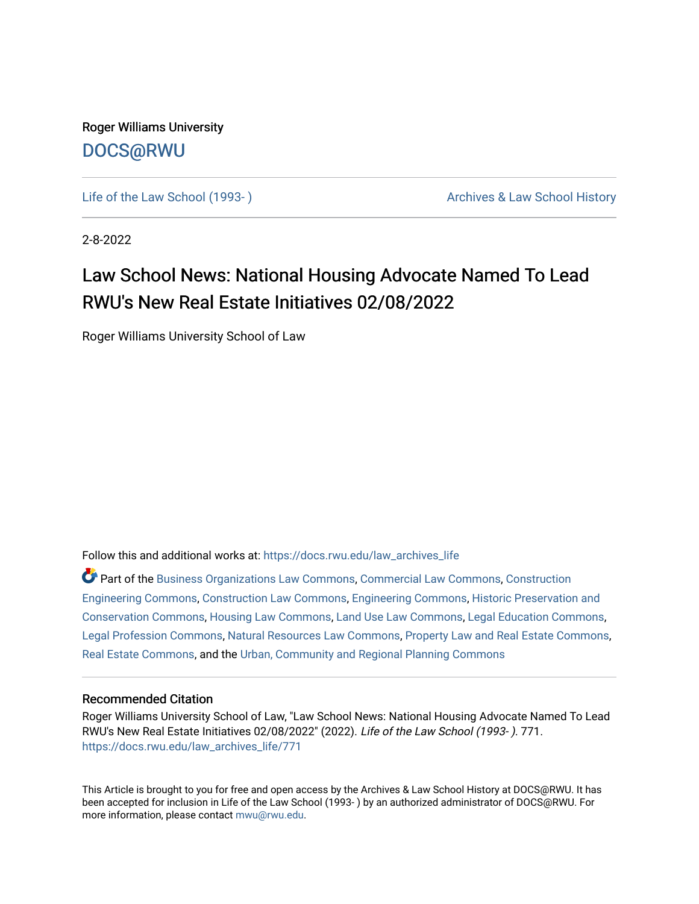Roger Williams University

DOCS@RWU

Life of the Law School (1993- ) | Archives & Law School History

2-8-2022

# Law School News: National Housing Advocate Named To Lead RWU's New Real Estate Initiatives 02/08/2022

Roger Williams University School of Law

Follow this and additional works at: https://docs.rwu.edu/law_archives_life

Part of the Business Organizations Law Commons, Commercial Law Commons, Construction Engineering Commons, Construction Law Commons, Engineering Commons, Historic Preservation and Conservation Commons, Housing Law Commons, Land Use Law Commons, Legal Education Commons, Legal Profession Commons, Natural Resources Law Commons, Property Law and Real Estate Commons, Real Estate Commons, and the Urban, Community and Regional Planning Commons

## Recommended Citation

Roger Williams University School of Law, "Law School News: National Housing Advocate Named To Lead RWU's New Real Estate Initiatives 02/08/2022" (2022). *Life of the Law School (1993- )*. 771.
https://docs.rwu.edu/law_archives_life/771

This Article is brought to you for free and open access by the Archives & Law School History at DOCS@RWU. It has been accepted for inclusion in Life of the Law School (1993- ) by an authorized administrator of DOCS@RWU. For more information, please contact mwu@rwu.edu.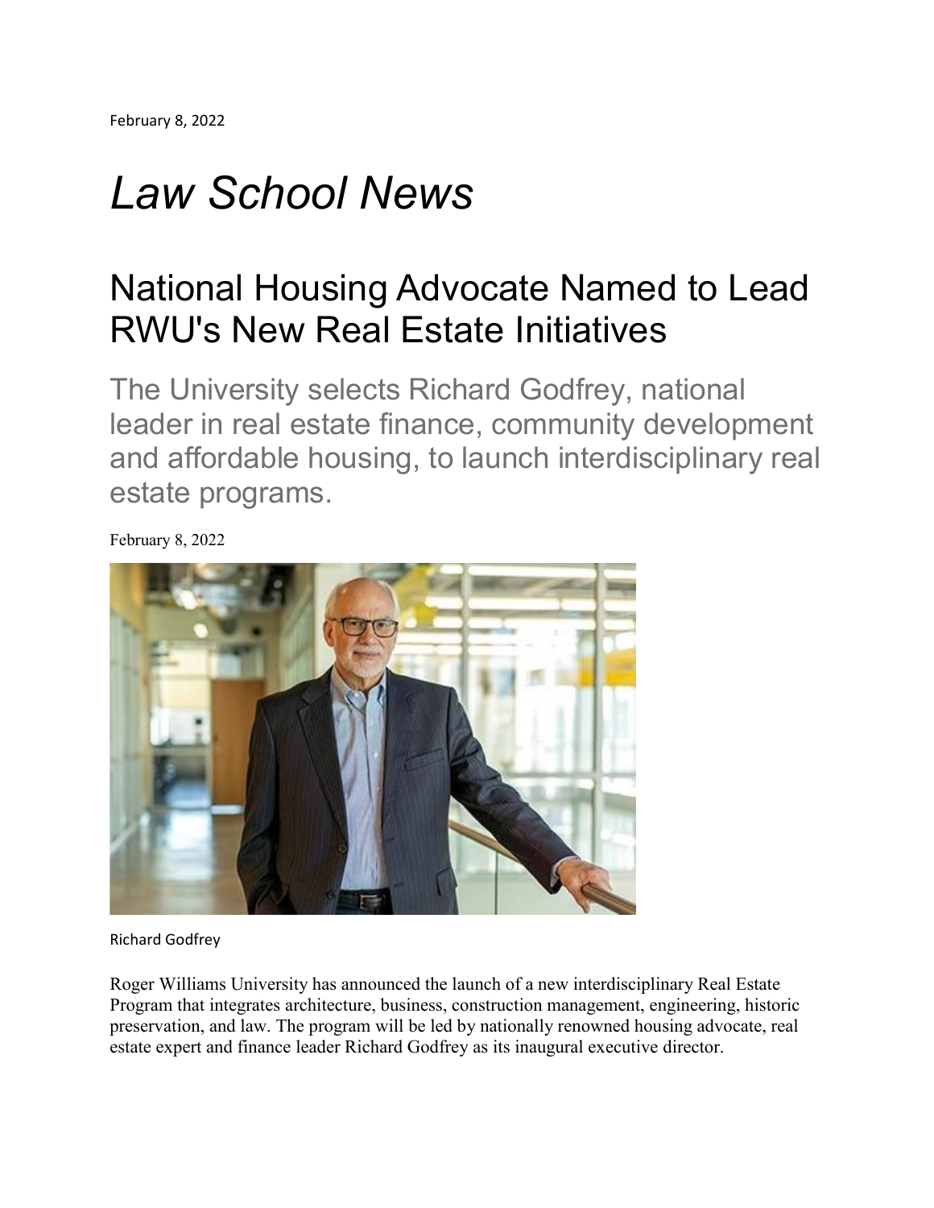February 8, 2022

# *Law School News*

## National Housing Advocate Named to Lead RWU's New Real Estate Initiatives

### The University selects Richard Godfrey, national leader in real estate finance, community development and affordable housing, to launch interdisciplinary real estate programs.

February 8, 2022

Richard Godfrey

Roger Williams University has announced the launch of a new interdisciplinary Real Estate Program that integrates architecture, business, construction management, engineering, historic preservation, and law. The program will be led by nationally renowned housing advocate, real estate expert and finance leader Richard Godfrey as its inaugural executive director.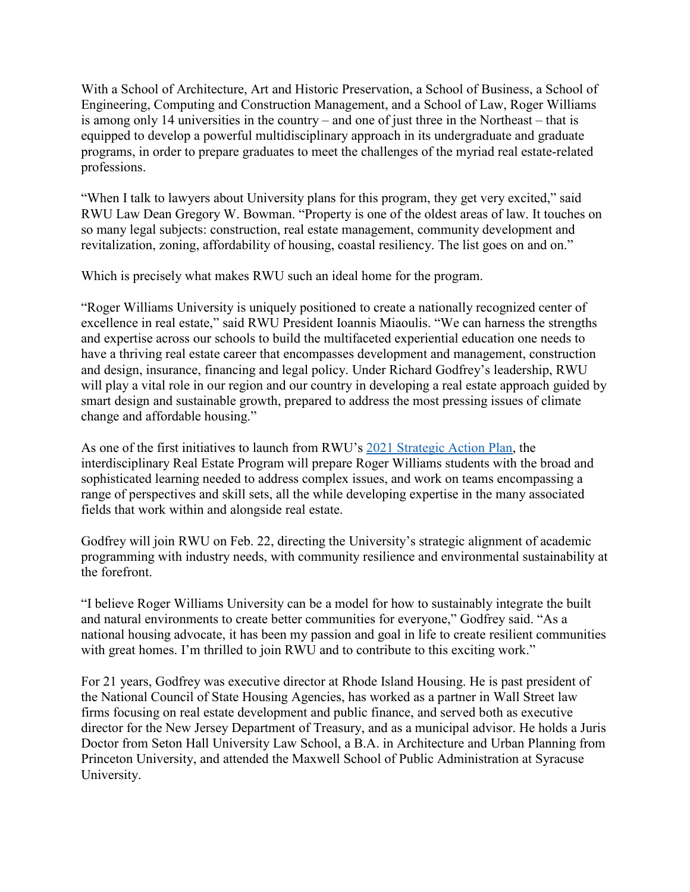With a School of Architecture, Art and Historic Preservation, a School of Business, a School of Engineering, Computing and Construction Management, and a School of Law, Roger Williams is among only 14 universities in the country – and one of just three in the Northeast – that is equipped to develop a powerful multidisciplinary approach in its undergraduate and graduate programs, in order to prepare graduates to meet the challenges of the myriad real estate-related professions.

"When I talk to lawyers about University plans for this program, they get very excited," said RWU Law Dean Gregory W. Bowman. "Property is one of the oldest areas of law. It touches on so many legal subjects: construction, real estate management, community development and revitalization, zoning, affordability of housing, coastal resiliency. The list goes on and on."

Which is precisely what makes RWU such an ideal home for the program.

"Roger Williams University is uniquely positioned to create a nationally recognized center of excellence in real estate," said RWU President Ioannis Miaoulis. "We can harness the strengths and expertise across our schools to build the multifaceted experiential education one needs to have a thriving real estate career that encompasses development and management, construction and design, insurance, financing and legal policy. Under Richard Godfrey's leadership, RWU will play a vital role in our region and our country in developing a real estate approach guided by smart design and sustainable growth, prepared to address the most pressing issues of climate change and affordable housing."

As one of the first initiatives to launch from RWU's [2021 Strategic Action Plan](), the interdisciplinary Real Estate Program will prepare Roger Williams students with the broad and sophisticated learning needed to address complex issues, and work on teams encompassing a range of perspectives and skill sets, all the while developing expertise in the many associated fields that work within and alongside real estate.

Godfrey will join RWU on Feb. 22, directing the University's strategic alignment of academic programming with industry needs, with community resilience and environmental sustainability at the forefront.

"I believe Roger Williams University can be a model for how to sustainably integrate the built and natural environments to create better communities for everyone," Godfrey said. "As a national housing advocate, it has been my passion and goal in life to create resilient communities with great homes. I'm thrilled to join RWU and to contribute to this exciting work."

For 21 years, Godfrey was executive director at Rhode Island Housing. He is past president of the National Council of State Housing Agencies, has worked as a partner in Wall Street law firms focusing on real estate development and public finance, and served both as executive director for the New Jersey Department of Treasury, and as a municipal advisor. He holds a Juris Doctor from Seton Hall University Law School, a B.A. in Architecture and Urban Planning from Princeton University, and attended the Maxwell School of Public Administration at Syracuse University.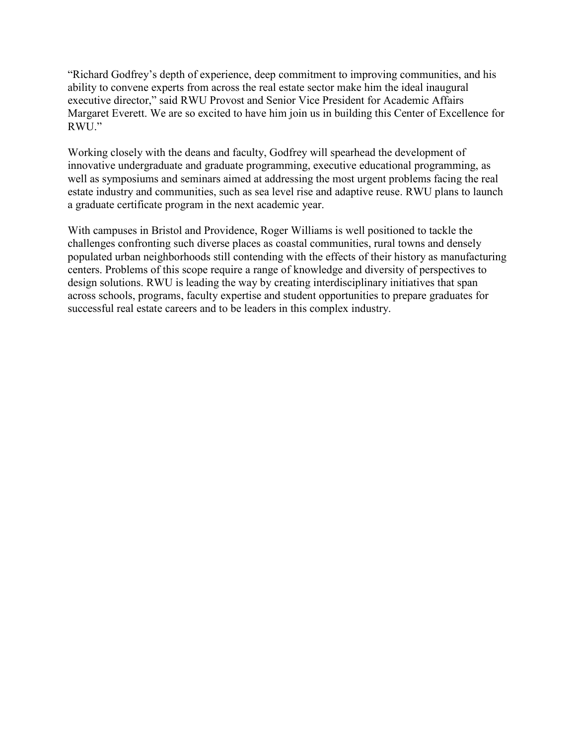"Richard Godfrey's depth of experience, deep commitment to improving communities, and his ability to convene experts from across the real estate sector make him the ideal inaugural executive director," said RWU Provost and Senior Vice President for Academic Affairs Margaret Everett. We are so excited to have him join us in building this Center of Excellence for RWU."

Working closely with the deans and faculty, Godfrey will spearhead the development of innovative undergraduate and graduate programming, executive educational programming, as well as symposiums and seminars aimed at addressing the most urgent problems facing the real estate industry and communities, such as sea level rise and adaptive reuse. RWU plans to launch a graduate certificate program in the next academic year.

With campuses in Bristol and Providence, Roger Williams is well positioned to tackle the challenges confronting such diverse places as coastal communities, rural towns and densely populated urban neighborhoods still contending with the effects of their history as manufacturing centers. Problems of this scope require a range of knowledge and diversity of perspectives to design solutions. RWU is leading the way by creating interdisciplinary initiatives that span across schools, programs, faculty expertise and student opportunities to prepare graduates for successful real estate careers and to be leaders in this complex industry.